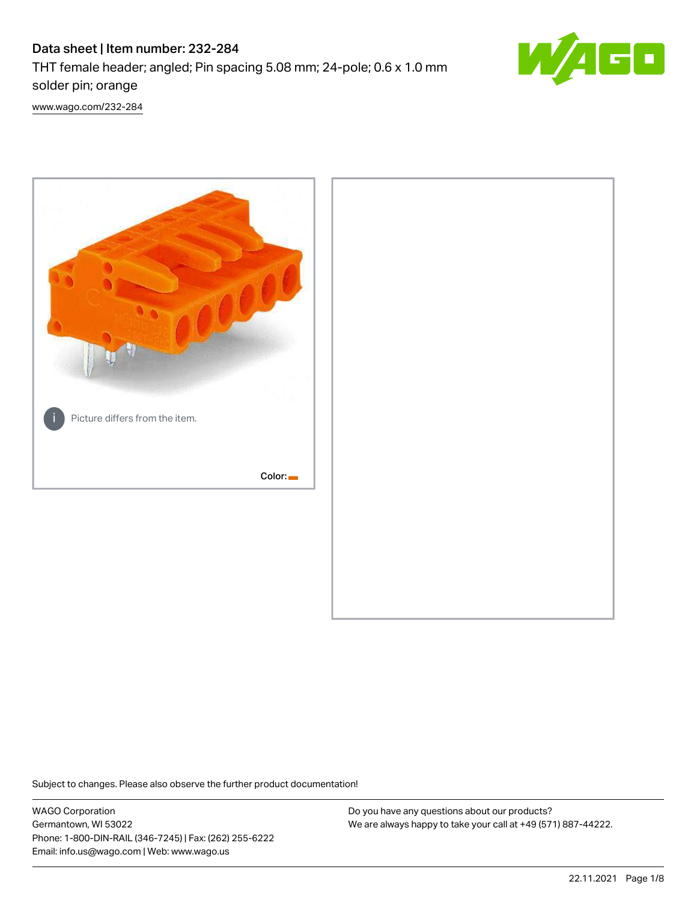# Data sheet | Item number: 232-284

THT female header; angled; Pin spacing 5.08 mm; 24-pole; 0.6 x 1.0 mm solder pin; orange

www.wago.com/232-284

Picture differs from the item.

Color:

Subject to changes. Please also observe the further product documentation!

WAGO Corporation
Germantown, WI 53022
Phone: 1-800-DIN-RAIL (346-7245) | Fax: (262) 255-6222
Email: info.us@wago.com | Web: www.wago.us

Do you have any questions about our products?
We are always happy to take your call at +49 (571) 887-44222.

22.11.2021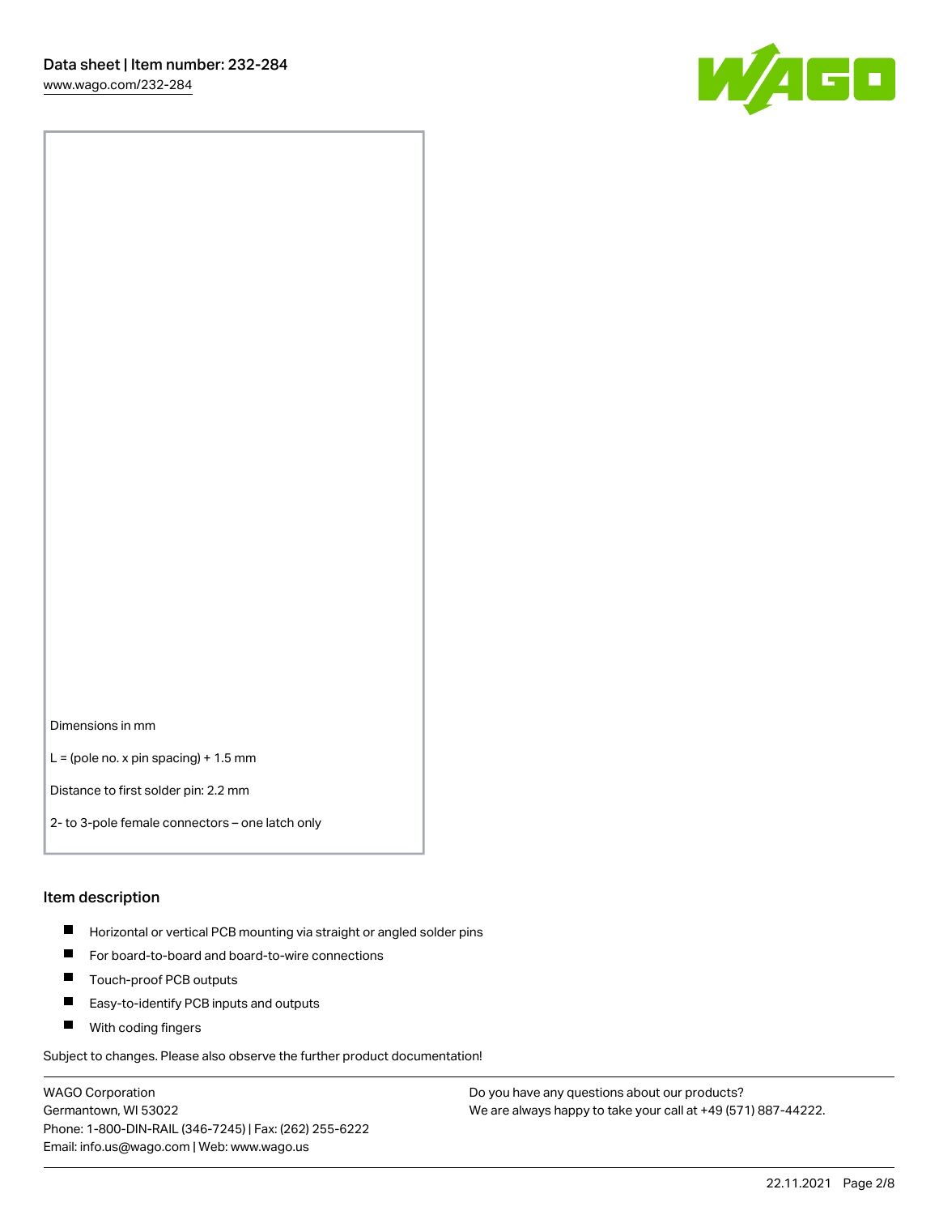Dimensions in mm

L = (pole no. x pin spacing) + 1.5 mm

Distance to first solder pin: 2.2 mm

2- to 3-pole female connectors – one latch only

## Item description

- Horizontal or vertical PCB mounting via straight or angled solder pins
- For board-to-board and board-to-wire connections
- Touch-proof PCB outputs
- Easy-to-identify PCB inputs and outputs
- With coding fingers

Subject to changes. Please also observe the further product documentation!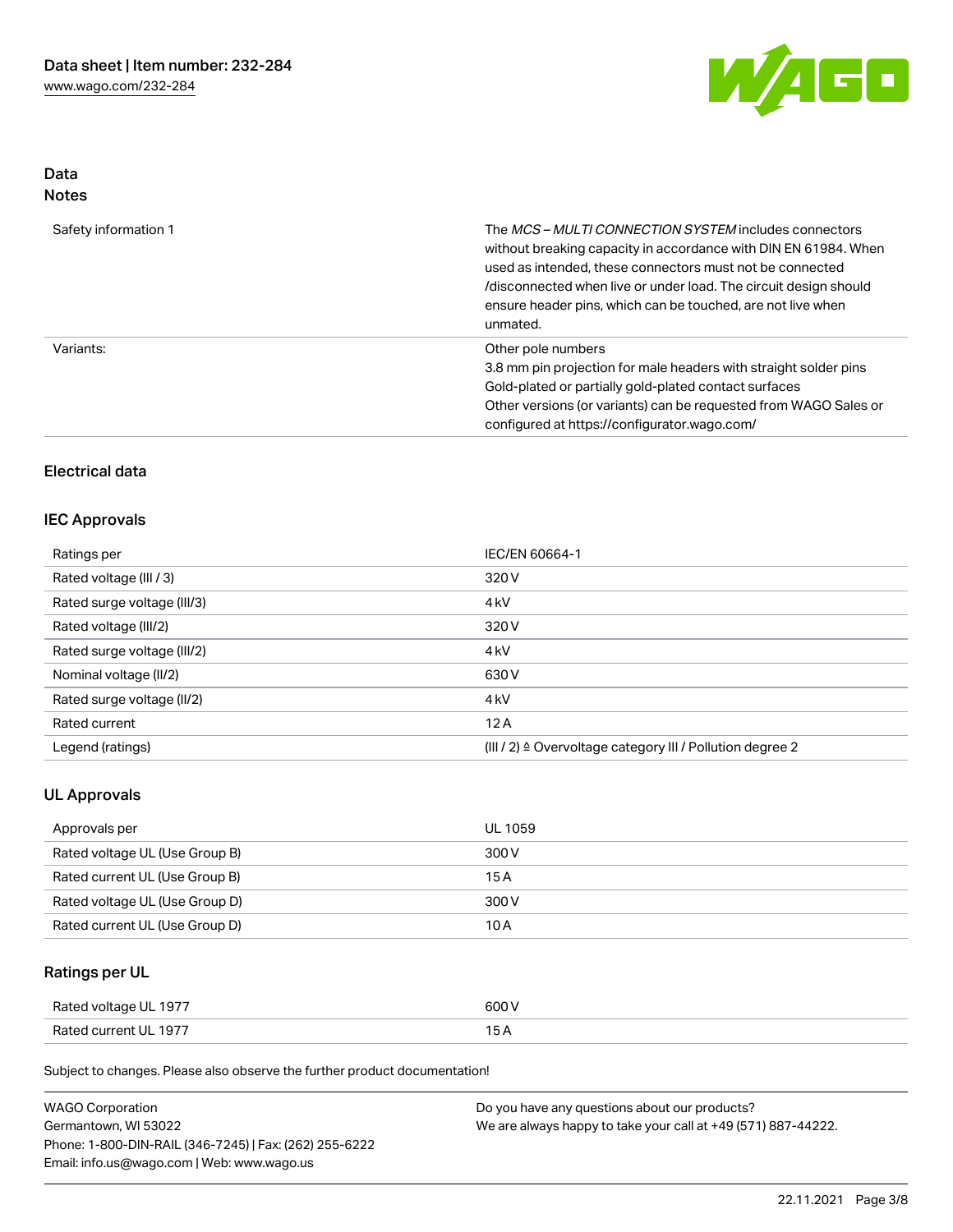## Data
## Notes

| | |
|---|---|
| Safety information 1 | The *MCS – MULTI CONNECTION SYSTEM* includes connectors without breaking capacity in accordance with DIN EN 61984. When used as intended, these connectors must not be connected /disconnected when live or under load. The circuit design should ensure header pins, which can be touched, are not live when unmated. |
| Variants: | Other pole numbers<br>3.8 mm pin projection for male headers with straight solder pins<br>Gold-plated or partially gold-plated contact surfaces<br>Other versions (or variants) can be requested from WAGO Sales or configured at https://configurator.wago.com/ |

## Electrical data

### IEC Approvals

| | |
|---|---|
| Ratings per | IEC/EN 60664-1 |
| Rated voltage (III / 3) | 320 V |
| Rated surge voltage (III/3) | 4 kV |
| Rated voltage (III/2) | 320 V |
| Rated surge voltage (III/2) | 4 kV |
| Nominal voltage (II/2) | 630 V |
| Rated surge voltage (II/2) | 4 kV |
| Rated current | 12 A |
| Legend (ratings) | (III / 2) ≙ Overvoltage category III / Pollution degree 2 |

### UL Approvals

| | |
|---|---|
| Approvals per | UL 1059 |
| Rated voltage UL (Use Group B) | 300 V |
| Rated current UL (Use Group B) | 15 A |
| Rated voltage UL (Use Group D) | 300 V |
| Rated current UL (Use Group D) | 10 A |

### Ratings per UL

| | |
|---|---|
| Rated voltage UL 1977 | 600 V |
| Rated current UL 1977 | 15 A |

Subject to changes. Please also observe the further product documentation!

WAGO Corporation
Germantown, WI 53022
Phone: 1-800-DIN-RAIL (346-7245) | Fax: (262) 255-6222
Email: info.us@wago.com | Web: www.wago.us

Do you have any questions about our products?
We are always happy to take your call at +49 (571) 887-44222.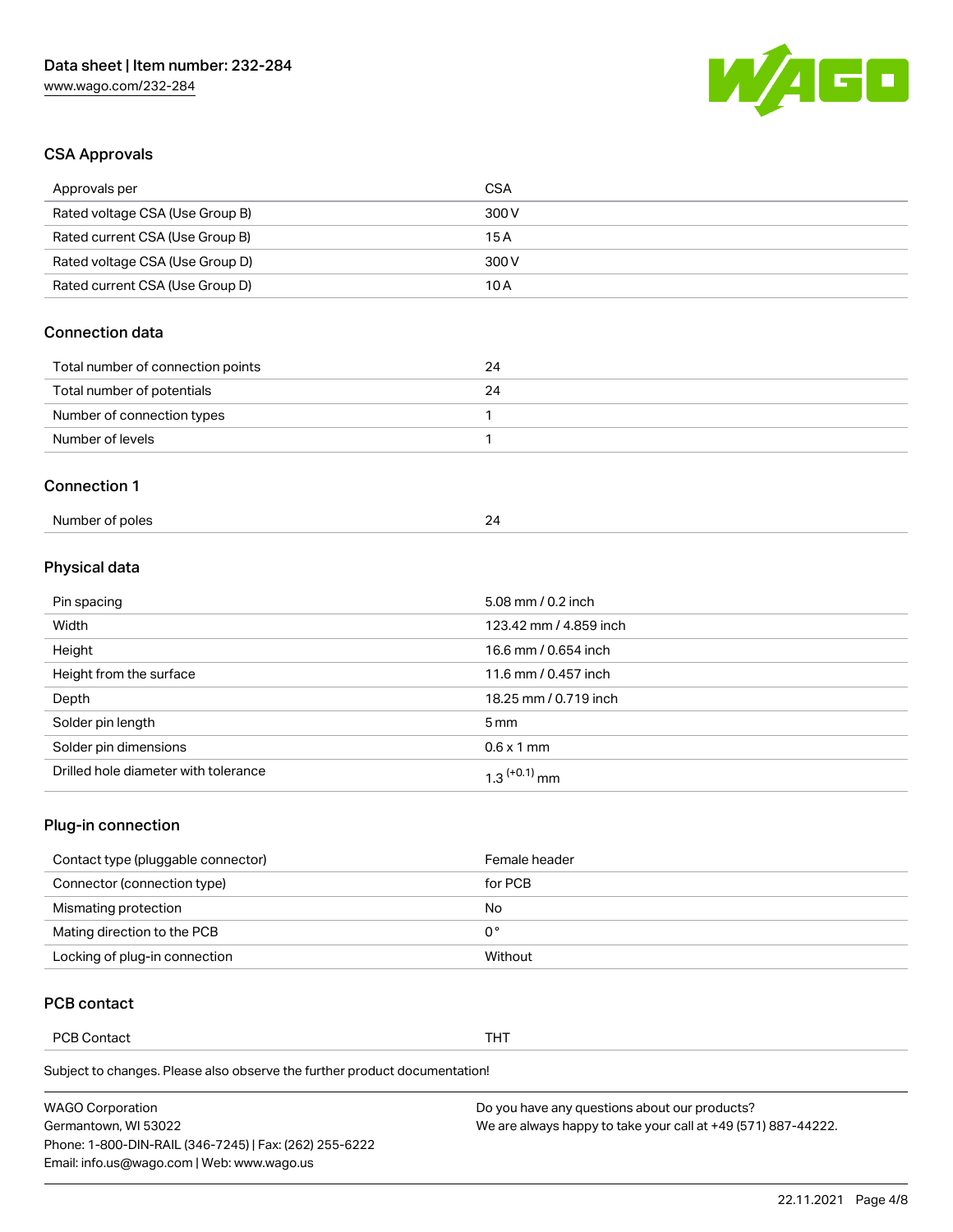## CSA Approvals

| Approvals per | CSA |
| --- | --- |
| Rated voltage CSA (Use Group B) | 300 V |
| Rated current CSA (Use Group B) | 15 A |
| Rated voltage CSA (Use Group D) | 300 V |
| Rated current CSA (Use Group D) | 10 A |

## Connection data

| Total number of connection points | 24 |
| --- | --- |
| Total number of potentials | 24 |
| Number of connection types | 1 |
| Number of levels | 1 |

## Connection 1

| Number of poles | 24 |
| --- | --- |

## Physical data

| Pin spacing | 5.08 mm / 0.2 inch |
| --- | --- |
| Width | 123.42 mm / 4.859 inch |
| Height | 16.6 mm / 0.654 inch |
| Height from the surface | 11.6 mm / 0.457 inch |
| Depth | 18.25 mm / 0.719 inch |
| Solder pin length | 5 mm |
| Solder pin dimensions | 0.6 x 1 mm |
| Drilled hole diameter with tolerance | $1.3^{(+0.1)}$ mm |

## Plug-in connection

| Contact type (pluggable connector) | Female header |
| --- | --- |
| Connector (connection type) | for PCB |
| Mismating protection | No |
| Mating direction to the PCB | 0° |
| Locking of plug-in connection | Without |

## PCB contact

| PCB Contact | THT |
| --- | --- |

Subject to changes. Please also observe the further product documentation!

WAGO Corporation
Germantown, WI 53022
Phone: 1-800-DIN-RAIL (346-7245) | Fax: (262) 255-6222
Email: info.us@wago.com | Web: www.wago.us

Do you have any questions about our products?
We are always happy to take your call at +49 (571) 887-44222.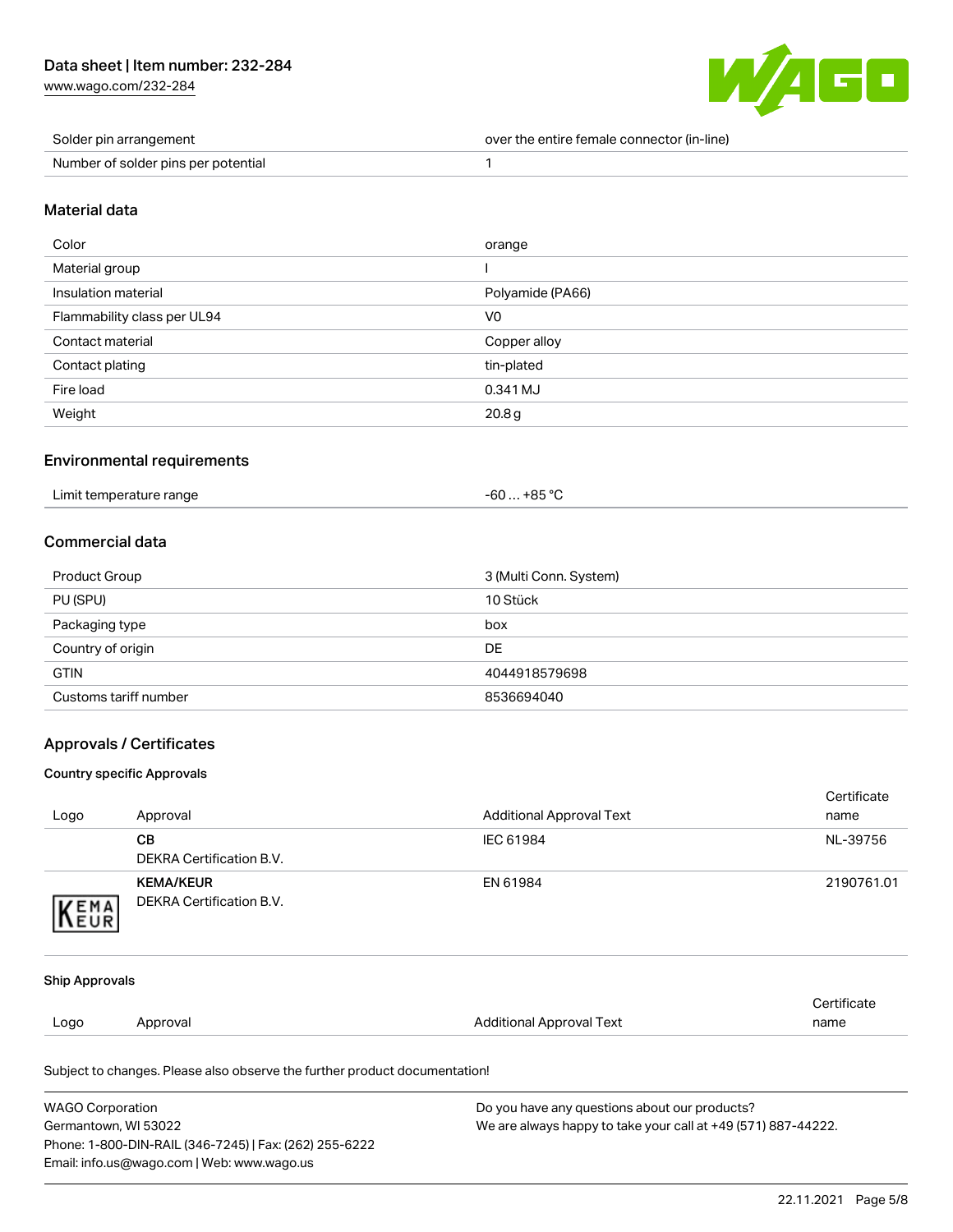| | |
|---|---|
| Solder pin arrangement | over the entire female connector (in-line) |
| Number of solder pins per potential | 1 |

## Material data

| | |
|---|---|
| Color | orange |
| Material group | I |
| Insulation material | Polyamide (PA66) |
| Flammability class per UL94 | V0 |
| Contact material | Copper alloy |
| Contact plating | tin-plated |
| Fire load | 0.341 MJ |
| Weight | 20.8 g |

## Environmental requirements

| | |
|---|---|
| Limit temperature range | -60 … +85 °C |

## Commercial data

| | |
|---|---|
| Product Group | 3 (Multi Conn. System) |
| PU (SPU) | 10 Stück |
| Packaging type | box |
| Country of origin | DE |
| GTIN | 4044918579698 |
| Customs tariff number | 8536694040 |

## Approvals / Certificates

### Country specific Approvals

| Logo | Approval | Additional Approval Text | Certificate name |
|---|---|---|---|
| | **CB**<br>DEKRA Certification B.V. | IEC 61984 | NL-39756 |
| KEMA EUR | **KEMA/KEUR**<br>DEKRA Certification B.V. | EN 61984 | 2190761.01 |

### Ship Approvals

| Logo | Approval | Additional Approval Text | Certificate name |
|---|---|---|---|

Subject to changes. Please also observe the further product documentation!

WAGO Corporation
Germantown, WI 53022
Phone: 1-800-DIN-RAIL (346-7245) | Fax: (262) 255-6222
Email: info.us@wago.com | Web: www.wago.us

Do you have any questions about our products?
We are always happy to take your call at +49 (571) 887-44222.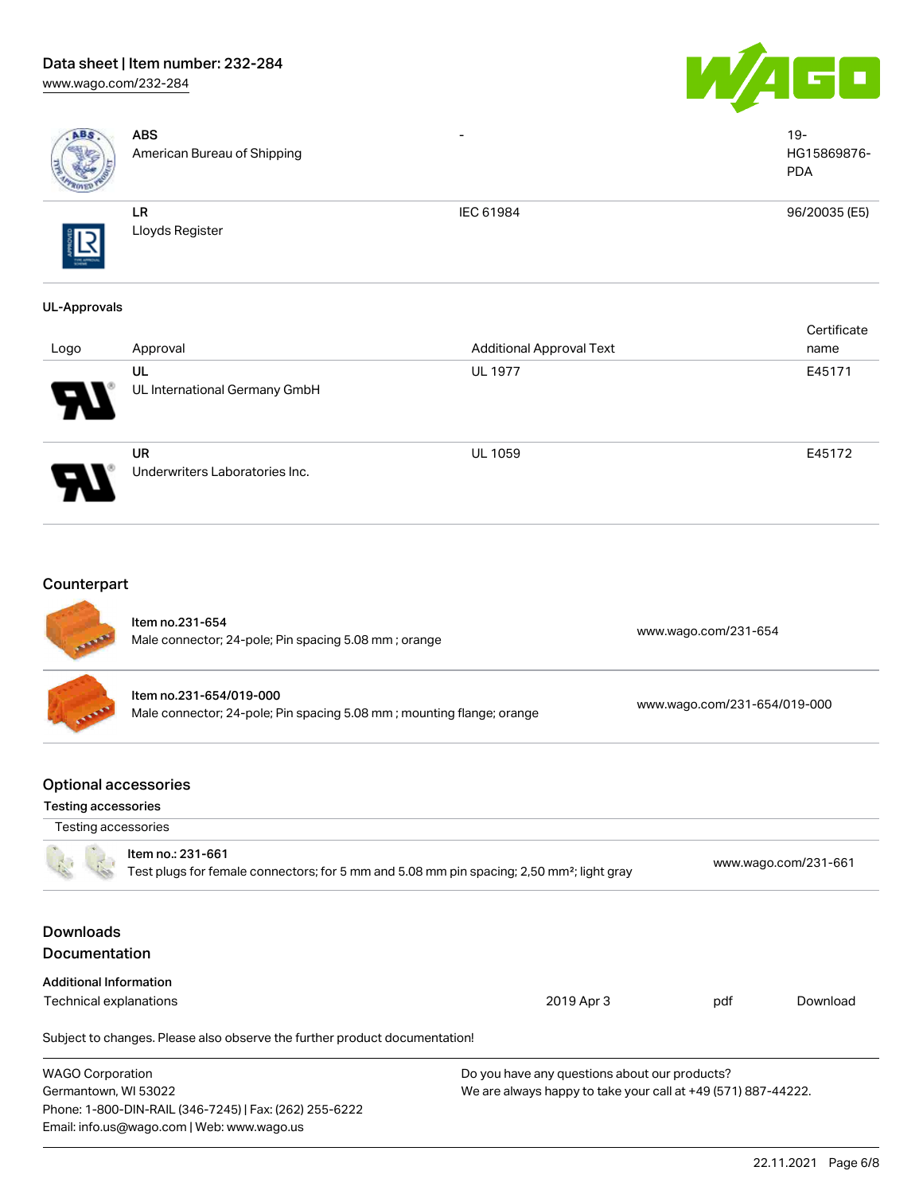| | | | |
|---|---|---|---|
| | **ABS**<br>American Bureau of Shipping | - | 19-HG15869876-PDA |
| | **LR**<br>Lloyds Register | IEC 61984 | 96/20035 (E5) |

**UL-Approvals**

| Logo | Approval | Additional Approval Text | Certificate name |
|---|---|---|---|
| | **UL**<br>UL International Germany GmbH | UL 1977 | E45171 |
| | **UR**<br>Underwriters Laboratories Inc. | UL 1059 | E45172 |

## Counterpart

| | | |
|---|---|---|
| | Item no.231-654<br>Male connector; 24-pole; Pin spacing 5.08 mm ; orange | www.wago.com/231-654 |
| | Item no.231-654/019-000<br>Male connector; 24-pole; Pin spacing 5.08 mm ; mounting flange; orange | www.wago.com/231-654/019-000 |

## Optional accessories

**Testing accessories**

| Testing accessories | | |
|---|---|---|
| | Item no.: 231-661<br>Test plugs for female connectors; for 5 mm and 5.08 mm pin spacing; 2,50 mm²; light gray | www.wago.com/231-661 |

## Downloads

## Documentation

**Additional Information**

| | | | |
|---|---|---|---|
| Technical explanations | 2019 Apr 3 | pdf | Download |

Subject to changes. Please also observe the further product documentation!

WAGO Corporation
Germantown, WI 53022
Phone: 1-800-DIN-RAIL (346-7245) | Fax: (262) 255-6222
Email: info.us@wago.com | Web: www.wago.us

Do you have any questions about our products?
We are always happy to take your call at +49 (571) 887-44222.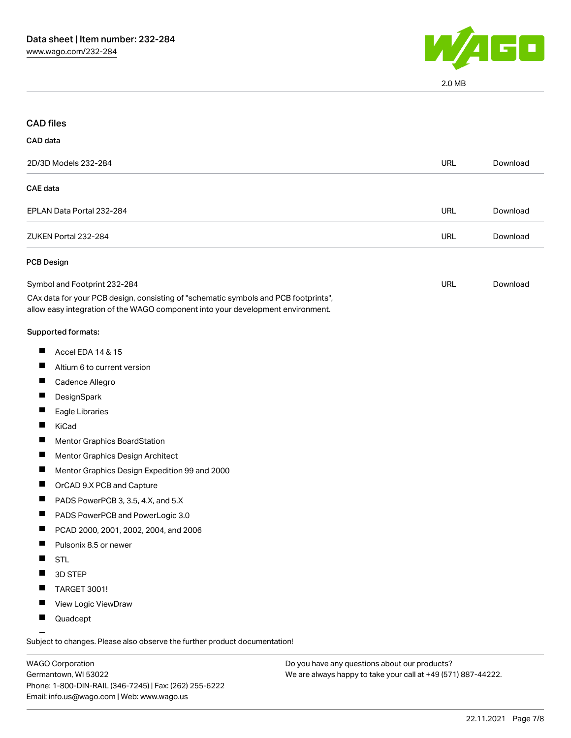2.0 MB

## CAD files

### CAD data

| | | |
|---|---|---|
| 2D/3D Models 232-284 | URL | Download |

### CAE data

| | | |
|---|---|---|
| EPLAN Data Portal 232-284 | URL | Download |
| ZUKEN Portal 232-284 | URL | Download |

### PCB Design

| | | |
|---|---|---|
| Symbol and Footprint 232-284 | URL | Download |

CAx data for your PCB design, consisting of "schematic symbols and PCB footprints", allow easy integration of the WAGO component into your development environment.

Supported formats:

- Accel EDA 14 & 15
- Altium 6 to current version
- Cadence Allegro
- DesignSpark
- Eagle Libraries
- KiCad
- Mentor Graphics BoardStation
- Mentor Graphics Design Architect
- Mentor Graphics Design Expedition 99 and 2000
- OrCAD 9.X PCB and Capture
- PADS PowerPCB 3, 3.5, 4.X, and 5.X
- PADS PowerPCB and PowerLogic 3.0
- PCAD 2000, 2001, 2002, 2004, and 2006
- Pulsonix 8.5 or newer
- STL
- 3D STEP
- TARGET 3001!
- View Logic ViewDraw
- Quadcept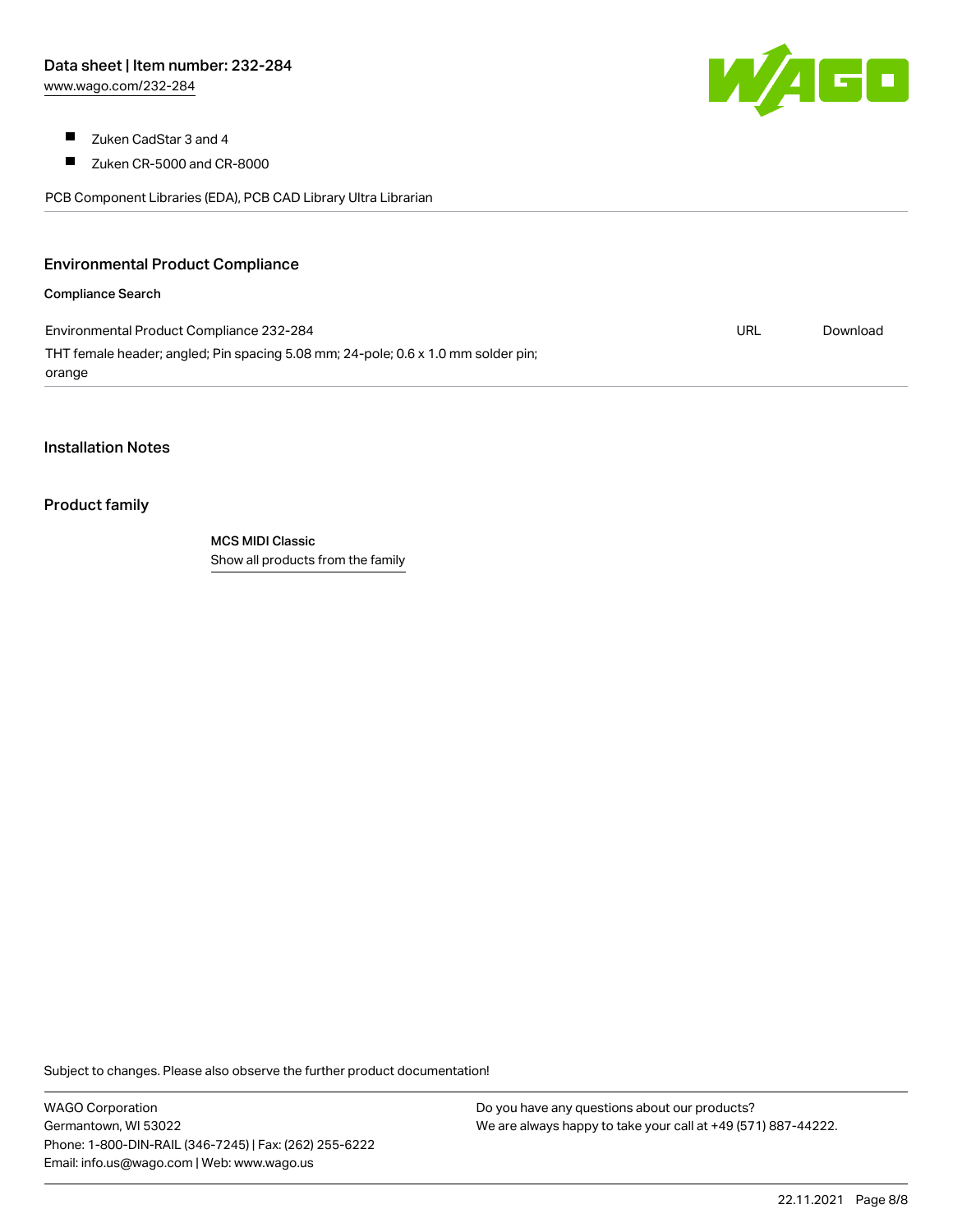- Zuken CadStar 3 and 4
- Zuken CR-5000 and CR-8000

PCB Component Libraries (EDA), PCB CAD Library Ultra Librarian

## Environmental Product Compliance

### Compliance Search

| | | |
|---|---|---|
| Environmental Product Compliance 232-284<br>THT female header; angled; Pin spacing 5.08 mm; 24-pole; 0.6 x 1.0 mm solder pin; orange | URL | Download |

## Installation Notes

## Product family

**MCS MIDI Classic**
Show all products from the family

Subject to changes. Please also observe the further product documentation!

WAGO Corporation
Germantown, WI 53022
Phone: 1-800-DIN-RAIL (346-7245) | Fax: (262) 255-6222
Email: info.us@wago.com | Web: www.wago.us

Do you have any questions about our products?
We are always happy to take your call at +49 (571) 887-44222.